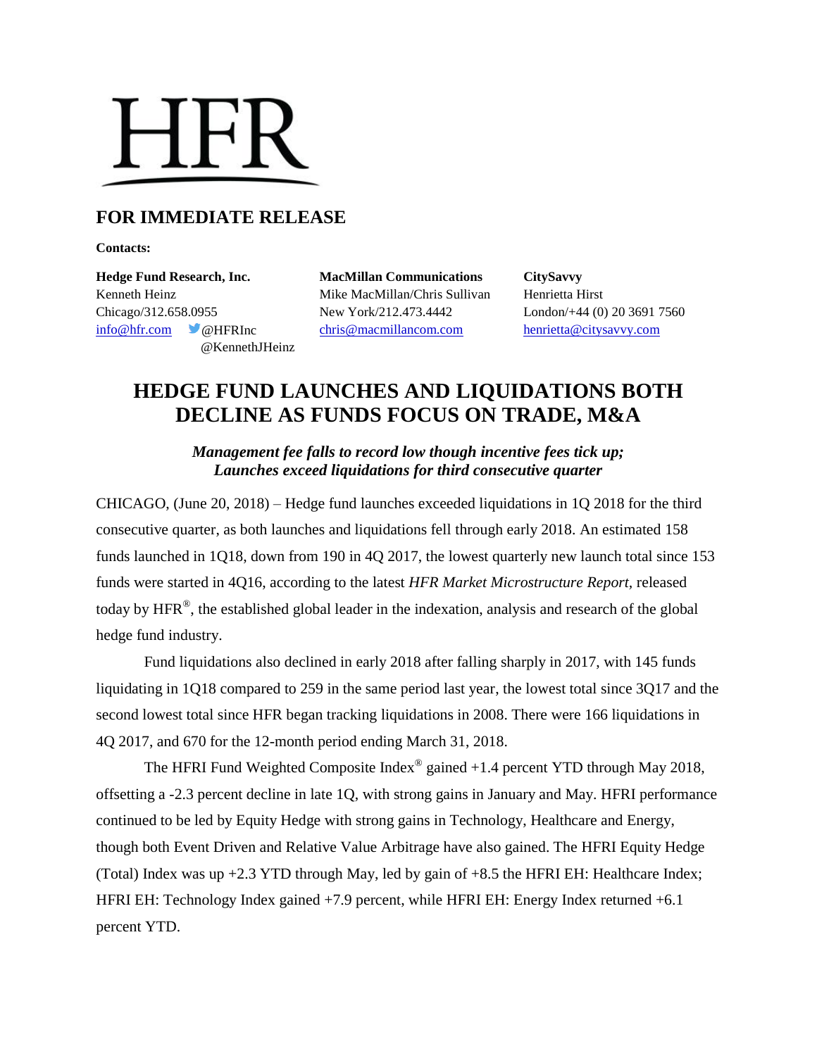# HFR

## FOR IMMEDIATE RELEASE

**Contacts:**

**Hedge Fund Research, Inc.**
Kenneth Heinz
Chicago/312.658.0955
info@hfr.com @HFRInc
@KennethJHeinz

**MacMillan Communications**
Mike MacMillan/Chris Sullivan
New York/212.473.4442
chris@macmillancom.com

**CitySavvy**
Henrietta Hirst
London/+44 (0) 20 3691 7560
henrietta@citysavvy.com

# HEDGE FUND LAUNCHES AND LIQUIDATIONS BOTH DECLINE AS FUNDS FOCUS ON TRADE, M&A

***Management fee falls to record low though incentive fees tick up;***
***Launches exceed liquidations for third consecutive quarter***

CHICAGO, (June 20, 2018) – Hedge fund launches exceeded liquidations in 1Q 2018 for the third consecutive quarter, as both launches and liquidations fell through early 2018. An estimated 158 funds launched in 1Q18, down from 190 in 4Q 2017, the lowest quarterly new launch total since 153 funds were started in 4Q16, according to the latest *HFR Market Microstructure Report*, released today by HFR®, the established global leader in the indexation, analysis and research of the global hedge fund industry.

Fund liquidations also declined in early 2018 after falling sharply in 2017, with 145 funds liquidating in 1Q18 compared to 259 in the same period last year, the lowest total since 3Q17 and the second lowest total since HFR began tracking liquidations in 2008. There were 166 liquidations in 4Q 2017, and 670 for the 12-month period ending March 31, 2018.

The HFRI Fund Weighted Composite Index® gained +1.4 percent YTD through May 2018, offsetting a -2.3 percent decline in late 1Q, with strong gains in January and May. HFRI performance continued to be led by Equity Hedge with strong gains in Technology, Healthcare and Energy, though both Event Driven and Relative Value Arbitrage have also gained. The HFRI Equity Hedge (Total) Index was up +2.3 YTD through May, led by gain of +8.5 the HFRI EH: Healthcare Index; HFRI EH: Technology Index gained +7.9 percent, while HFRI EH: Energy Index returned +6.1 percent YTD.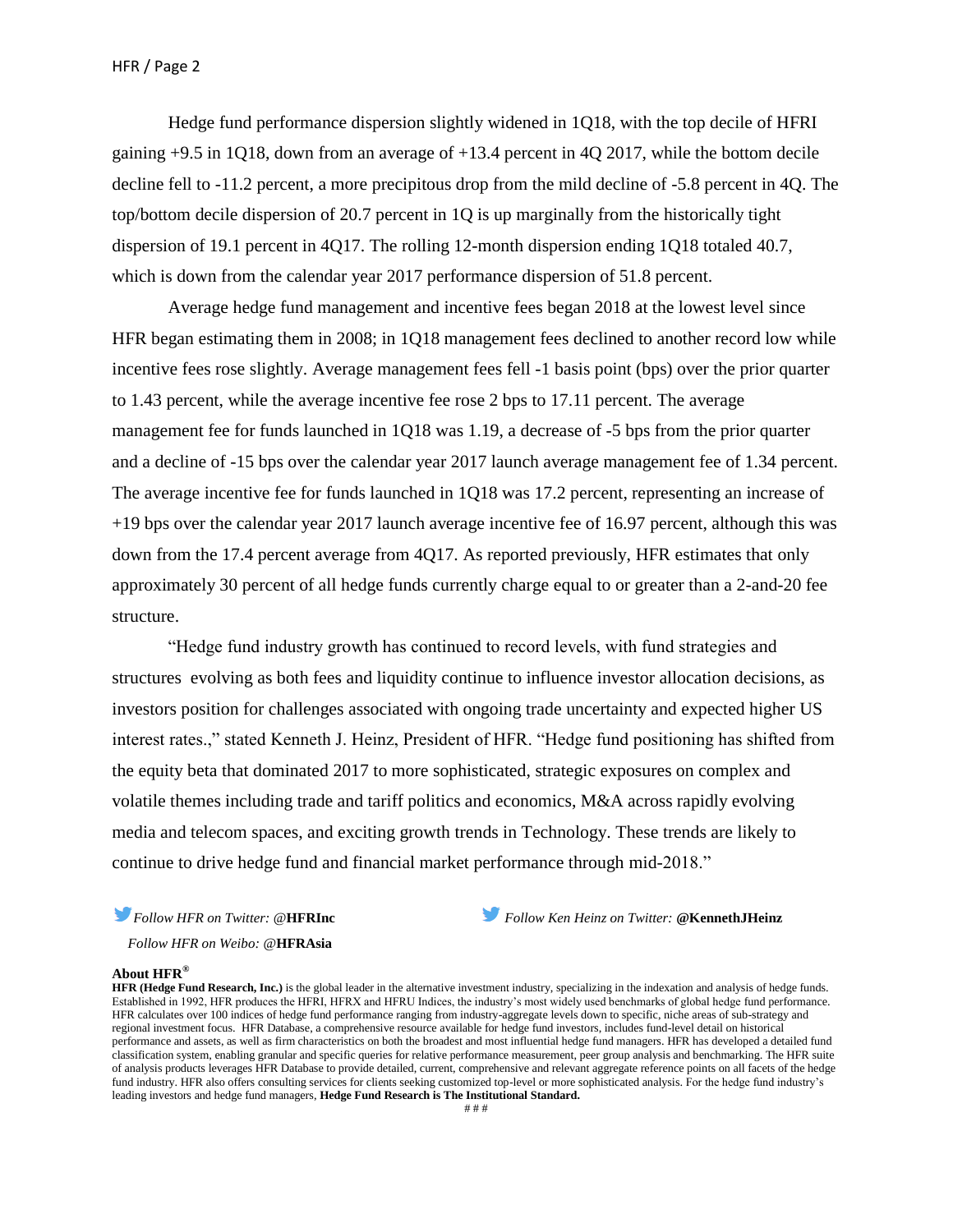Hedge fund performance dispersion slightly widened in 1Q18, with the top decile of HFRI gaining +9.5 in 1Q18, down from an average of +13.4 percent in 4Q 2017, while the bottom decile decline fell to -11.2 percent, a more precipitous drop from the mild decline of -5.8 percent in 4Q. The top/bottom decile dispersion of 20.7 percent in 1Q is up marginally from the historically tight dispersion of 19.1 percent in 4Q17. The rolling 12-month dispersion ending 1Q18 totaled 40.7, which is down from the calendar year 2017 performance dispersion of 51.8 percent.

Average hedge fund management and incentive fees began 2018 at the lowest level since HFR began estimating them in 2008; in 1Q18 management fees declined to another record low while incentive fees rose slightly. Average management fees fell -1 basis point (bps) over the prior quarter to 1.43 percent, while the average incentive fee rose 2 bps to 17.11 percent. The average management fee for funds launched in 1Q18 was 1.19, a decrease of -5 bps from the prior quarter and a decline of -15 bps over the calendar year 2017 launch average management fee of 1.34 percent. The average incentive fee for funds launched in 1Q18 was 17.2 percent, representing an increase of +19 bps over the calendar year 2017 launch average incentive fee of 16.97 percent, although this was down from the 17.4 percent average from 4Q17. As reported previously, HFR estimates that only approximately 30 percent of all hedge funds currently charge equal to or greater than a 2-and-20 fee structure.

"Hedge fund industry growth has continued to record levels, with fund strategies and structures evolving as both fees and liquidity continue to influence investor allocation decisions, as investors position for challenges associated with ongoing trade uncertainty and expected higher US interest rates.," stated Kenneth J. Heinz, President of HFR. "Hedge fund positioning has shifted from the equity beta that dominated 2017 to more sophisticated, strategic exposures on complex and volatile themes including trade and tariff politics and economics, M&A across rapidly evolving media and telecom spaces, and exciting growth trends in Technology. These trends are likely to continue to drive hedge fund and financial market performance through mid-2018."

*Follow HFR on Twitter:* @**HFRInc**

*Follow Ken Heinz on Twitter:* **@KennethJHeinz**

*Follow HFR on Weibo:* @**HFRAsia**

**About HFR®**

**HFR (Hedge Fund Research, Inc.)** is the global leader in the alternative investment industry, specializing in the indexation and analysis of hedge funds. Established in 1992, HFR produces the HFRI, HFRX and HFRU Indices, the industry's most widely used benchmarks of global hedge fund performance. HFR calculates over 100 indices of hedge fund performance ranging from industry-aggregate levels down to specific, niche areas of sub-strategy and regional investment focus. HFR Database, a comprehensive resource available for hedge fund investors, includes fund-level detail on historical performance and assets, as well as firm characteristics on both the broadest and most influential hedge fund managers. HFR has developed a detailed fund classification system, enabling granular and specific queries for relative performance measurement, peer group analysis and benchmarking. The HFR suite of analysis products leverages HFR Database to provide detailed, current, comprehensive and relevant aggregate reference points on all facets of the hedge fund industry. HFR also offers consulting services for clients seeking customized top-level or more sophisticated analysis. For the hedge fund industry's leading investors and hedge fund managers, **Hedge Fund Research is The Institutional Standard.**

# # #